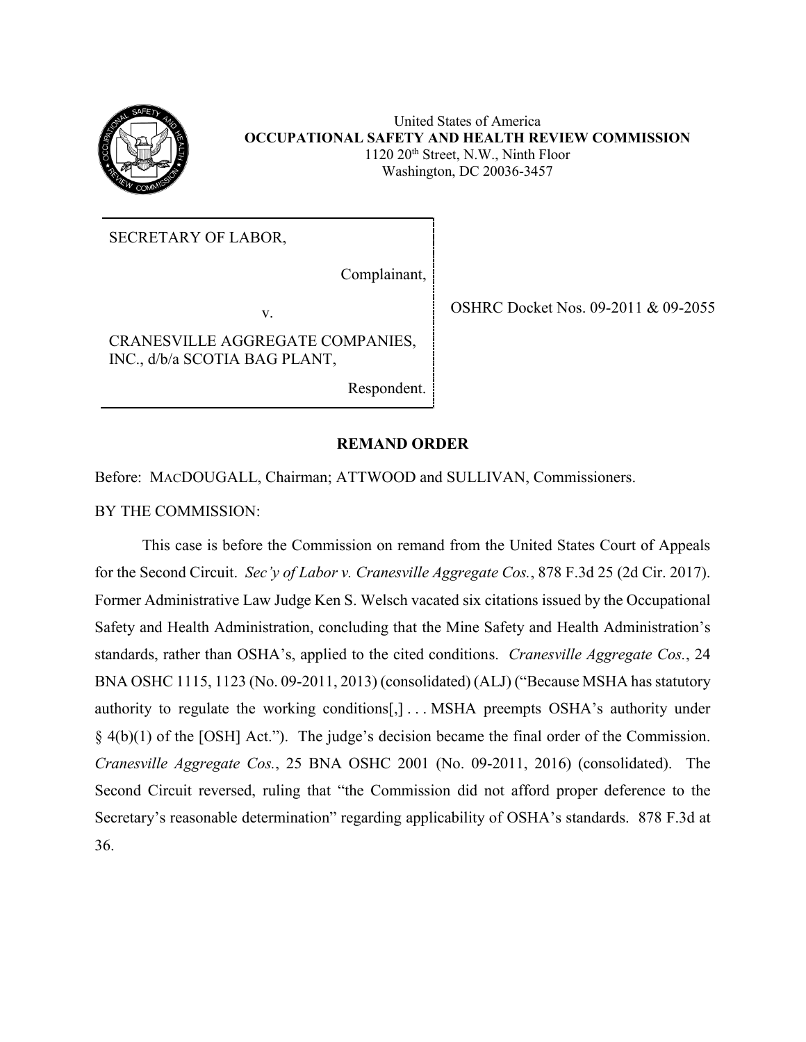United States of America
**OCCUPATIONAL SAFETY AND HEALTH REVIEW COMMISSION**
1120 20th Street, N.W., Ninth Floor
Washington, DC 20036-3457

SECRETARY OF LABOR,

Complainant,

v.

CRANESVILLE AGGREGATE COMPANIES, INC., d/b/a SCOTIA BAG PLANT,

Respondent.

OSHRC Docket Nos. 09-2011 & 09-2055

## REMAND ORDER

Before: MACDOUGALL, Chairman; ATTWOOD and SULLIVAN, Commissioners.

BY THE COMMISSION:

This case is before the Commission on remand from the United States Court of Appeals for the Second Circuit. *Sec'y of Labor v. Cranesville Aggregate Cos.*, 878 F.3d 25 (2d Cir. 2017). Former Administrative Law Judge Ken S. Welsch vacated six citations issued by the Occupational Safety and Health Administration, concluding that the Mine Safety and Health Administration's standards, rather than OSHA's, applied to the cited conditions. *Cranesville Aggregate Cos.*, 24 BNA OSHC 1115, 1123 (No. 09-2011, 2013) (consolidated) (ALJ) ("Because MSHA has statutory authority to regulate the working conditions[,] . . . MSHA preempts OSHA's authority under § 4(b)(1) of the [OSH] Act."). The judge's decision became the final order of the Commission. *Cranesville Aggregate Cos.*, 25 BNA OSHC 2001 (No. 09-2011, 2016) (consolidated). The Second Circuit reversed, ruling that "the Commission did not afford proper deference to the Secretary's reasonable determination" regarding applicability of OSHA's standards. 878 F.3d at 36.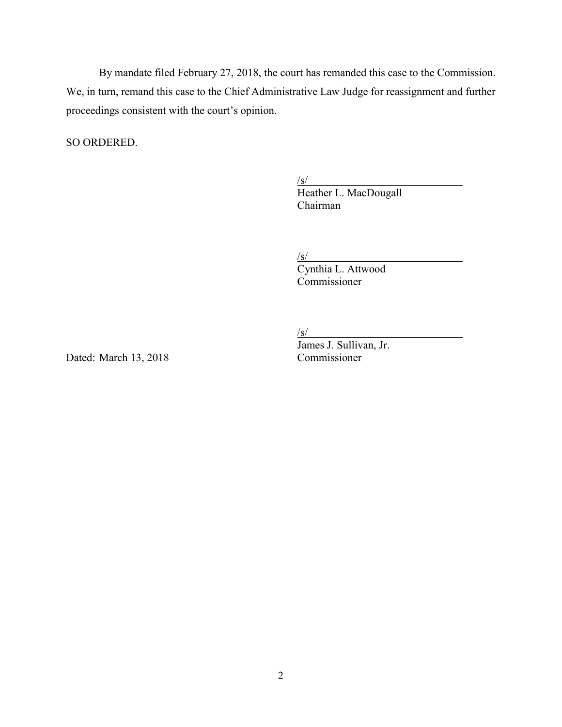By mandate filed February 27, 2018, the court has remanded this case to the Commission. We, in turn, remand this case to the Chief Administrative Law Judge for reassignment and further proceedings consistent with the court's opinion.

SO ORDERED.

/s/
Heather L. MacDougall
Chairman

/s/
Cynthia L. Attwood
Commissioner

/s/
James J. Sullivan, Jr.
Commissioner

Dated: March 13, 2018